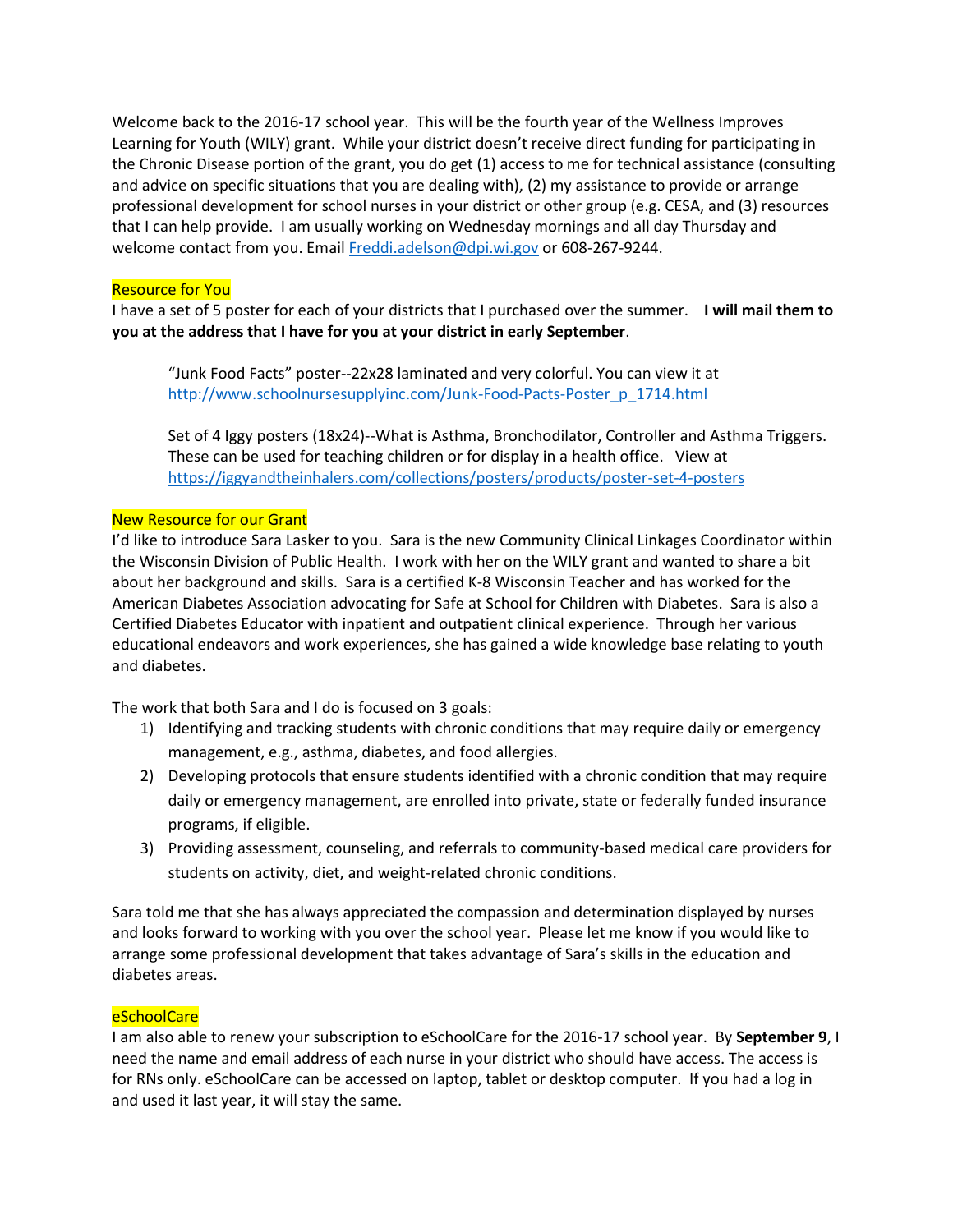Welcome back to the 2016-17 school year. This will be the fourth year of the Wellness Improves Learning for Youth (WILY) grant. While your district doesn't receive direct funding for participating in the Chronic Disease portion of the grant, you do get (1) access to me for technical assistance (consulting and advice on specific situations that you are dealing with), (2) my assistance to provide or arrange professional development for school nurses in your district or other group (e.g. CESA, and (3) resources that I can help provide. I am usually working on Wednesday mornings and all day Thursday and welcome contact from you. Email Freddi.adelson@dpi.wi.gov or 608-267-9244.

## Resource for You

I have a set of 5 poster for each of your districts that I purchased over the summer. **I will mail them to you at the address that I have for you at your district in early September**.

> "Junk Food Facts" poster--22x28 laminated and very colorful. You can view it at http://www.schoolnursesupplyinc.com/Junk-Food-Pacts-Poster_p_1714.html
>
> Set of 4 Iggy posters (18x24)--What is Asthma, Bronchodilator, Controller and Asthma Triggers. These can be used for teaching children or for display in a health office. View at https://iggyandtheinhalers.com/collections/posters/products/poster-set-4-posters

## New Resource for our Grant

I'd like to introduce Sara Lasker to you. Sara is the new Community Clinical Linkages Coordinator within the Wisconsin Division of Public Health. I work with her on the WILY grant and wanted to share a bit about her background and skills. Sara is a certified K-8 Wisconsin Teacher and has worked for the American Diabetes Association advocating for Safe at School for Children with Diabetes. Sara is also a Certified Diabetes Educator with inpatient and outpatient clinical experience. Through her various educational endeavors and work experiences, she has gained a wide knowledge base relating to youth and diabetes.

The work that both Sara and I do is focused on 3 goals:

1) Identifying and tracking students with chronic conditions that may require daily or emergency management, e.g., asthma, diabetes, and food allergies.
2) Developing protocols that ensure students identified with a chronic condition that may require daily or emergency management, are enrolled into private, state or federally funded insurance programs, if eligible.
3) Providing assessment, counseling, and referrals to community-based medical care providers for students on activity, diet, and weight-related chronic conditions.

Sara told me that she has always appreciated the compassion and determination displayed by nurses and looks forward to working with you over the school year. Please let me know if you would like to arrange some professional development that takes advantage of Sara's skills in the education and diabetes areas.

## eSchoolCare

I am also able to renew your subscription to eSchoolCare for the 2016-17 school year. By **September 9**, I need the name and email address of each nurse in your district who should have access. The access is for RNs only. eSchoolCare can be accessed on laptop, tablet or desktop computer. If you had a log in and used it last year, it will stay the same.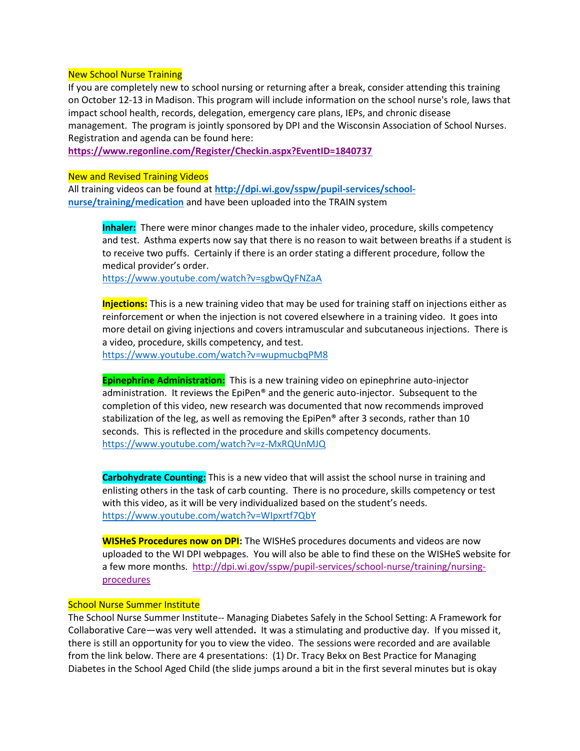## New School Nurse Training

If you are completely new to school nursing or returning after a break, consider attending this training on October 12-13 in Madison. This program will include information on the school nurse's role, laws that impact school health, records, delegation, emergency care plans, IEPs, and chronic disease management. The program is jointly sponsored by DPI and the Wisconsin Association of School Nurses. Registration and agenda can be found here:
**https://www.regonline.com/Register/Checkin.aspx?EventID=1840737**

## New and Revised Training Videos

All training videos can be found at **http://dpi.wi.gov/sspw/pupil-services/school-nurse/training/medication** and have been uploaded into the TRAIN system

**Inhaler:** There were minor changes made to the inhaler video, procedure, skills competency and test. Asthma experts now say that there is no reason to wait between breaths if a student is to receive two puffs. Certainly if there is an order stating a different procedure, follow the medical provider's order.
https://www.youtube.com/watch?v=sgbwQyFNZaA

**Injections:** This is a new training video that may be used for training staff on injections either as reinforcement or when the injection is not covered elsewhere in a training video. It goes into more detail on giving injections and covers intramuscular and subcutaneous injections. There is a video, procedure, skills competency, and test.
https://www.youtube.com/watch?v=wupmucbqPM8

**Epinephrine Administration:** This is a new training video on epinephrine auto-injector administration. It reviews the EpiPen® and the generic auto-injector. Subsequent to the completion of this video, new research was documented that now recommends improved stabilization of the leg, as well as removing the EpiPen® after 3 seconds, rather than 10 seconds. This is reflected in the procedure and skills competency documents.
https://www.youtube.com/watch?v=z-MxRQUnMJQ

**Carbohydrate Counting:** This is a new video that will assist the school nurse in training and enlisting others in the task of carb counting. There is no procedure, skills competency or test with this video, as it will be very individualized based on the student's needs.
https://www.youtube.com/watch?v=WIpxrtf7QbY

**WISHeS Procedures now on DPI:** The WISHeS procedures documents and videos are now uploaded to the WI DPI webpages. You will also be able to find these on the WISHeS website for a few more months. http://dpi.wi.gov/sspw/pupil-services/school-nurse/training/nursing-procedures

## School Nurse Summer Institute

The School Nurse Summer Institute-- Managing Diabetes Safely in the School Setting: A Framework for Collaborative Care—was very well attended**.** It was a stimulating and productive day. If you missed it, there is still an opportunity for you to view the video. The sessions were recorded and are available from the link below. There are 4 presentations: (1) Dr. Tracy Bekx on Best Practice for Managing Diabetes in the School Aged Child (the slide jumps around a bit in the first several minutes but is okay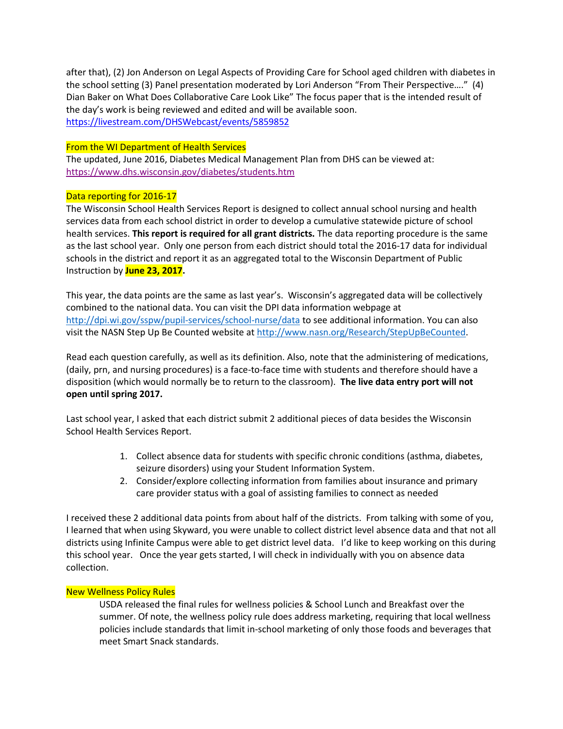after that), (2) Jon Anderson on Legal Aspects of Providing Care for School aged children with diabetes in the school setting (3) Panel presentation moderated by Lori Anderson "From Their Perspective…." (4) Dian Baker on What Does Collaborative Care Look Like" The focus paper that is the intended result of the day's work is being reviewed and edited and will be available soon.
https://livestream.com/DHSWebcast/events/5859852

### From the WI Department of Health Services

The updated, June 2016, Diabetes Medical Management Plan from DHS can be viewed at: https://www.dhs.wisconsin.gov/diabetes/students.htm

### Data reporting for 2016-17

The Wisconsin School Health Services Report is designed to collect annual school nursing and health services data from each school district in order to develop a cumulative statewide picture of school health services. **This report is required for all grant districts.** The data reporting procedure is the same as the last school year. Only one person from each district should total the 2016-17 data for individual schools in the district and report it as an aggregated total to the Wisconsin Department of Public Instruction by **June 23, 2017.**

This year, the data points are the same as last year's. Wisconsin's aggregated data will be collectively combined to the national data. You can visit the DPI data information webpage at http://dpi.wi.gov/sspw/pupil-services/school-nurse/data to see additional information. You can also visit the NASN Step Up Be Counted website at http://www.nasn.org/Research/StepUpBeCounted.

Read each question carefully, as well as its definition. Also, note that the administering of medications, (daily, prn, and nursing procedures) is a face-to-face time with students and therefore should have a disposition (which would normally be to return to the classroom). **The live data entry port will not open until spring 2017.**

Last school year, I asked that each district submit 2 additional pieces of data besides the Wisconsin School Health Services Report.

1. Collect absence data for students with specific chronic conditions (asthma, diabetes, seizure disorders) using your Student Information System.
2. Consider/explore collecting information from families about insurance and primary care provider status with a goal of assisting families to connect as needed

I received these 2 additional data points from about half of the districts. From talking with some of you, I learned that when using Skyward, you were unable to collect district level absence data and that not all districts using Infinite Campus were able to get district level data. I'd like to keep working on this during this school year. Once the year gets started, I will check in individually with you on absence data collection.

### New Wellness Policy Rules

USDA released the final rules for wellness policies & School Lunch and Breakfast over the summer. Of note, the wellness policy rule does address marketing, requiring that local wellness policies include standards that limit in-school marketing of only those foods and beverages that meet Smart Snack standards.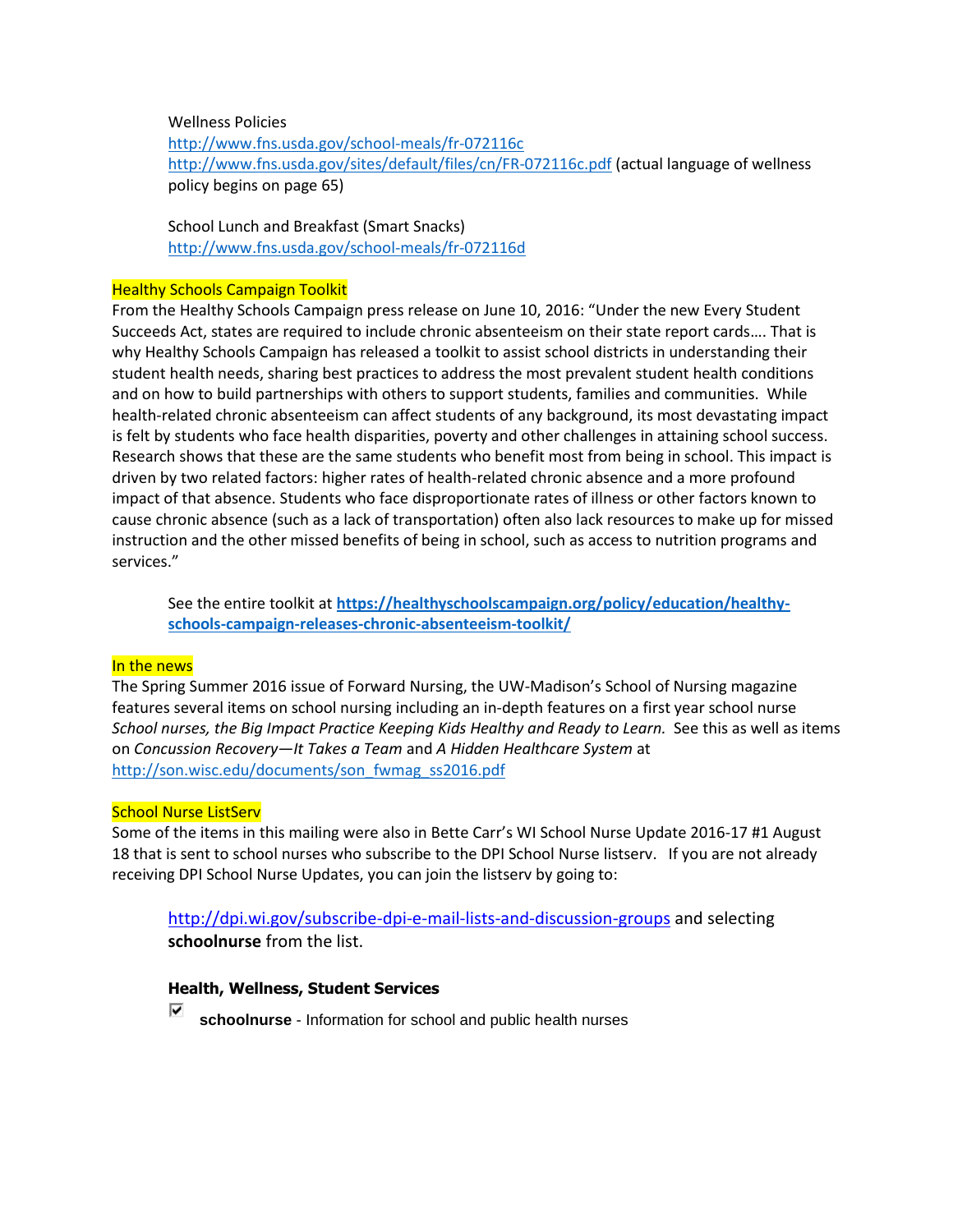Wellness Policies
http://www.fns.usda.gov/school-meals/fr-072116c
http://www.fns.usda.gov/sites/default/files/cn/FR-072116c.pdf (actual language of wellness policy begins on page 65)

School Lunch and Breakfast (Smart Snacks)
http://www.fns.usda.gov/school-meals/fr-072116d

## Healthy Schools Campaign Toolkit

From the Healthy Schools Campaign press release on June 10, 2016: "Under the new Every Student Succeeds Act, states are required to include chronic absenteeism on their state report cards…. That is why Healthy Schools Campaign has released a toolkit to assist school districts in understanding their student health needs, sharing best practices to address the most prevalent student health conditions and on how to build partnerships with others to support students, families and communities. While health-related chronic absenteeism can affect students of any background, its most devastating impact is felt by students who face health disparities, poverty and other challenges in attaining school success. Research shows that these are the same students who benefit most from being in school. This impact is driven by two related factors: higher rates of health-related chronic absence and a more profound impact of that absence. Students who face disproportionate rates of illness or other factors known to cause chronic absence (such as a lack of transportation) often also lack resources to make up for missed instruction and the other missed benefits of being in school, such as access to nutrition programs and services."

See the entire toolkit at **https://healthyschoolscampaign.org/policy/education/healthy-schools-campaign-releases-chronic-absenteeism-toolkit/**

## In the news

The Spring Summer 2016 issue of Forward Nursing, the UW-Madison's School of Nursing magazine features several items on school nursing including an in-depth features on a first year school nurse *School nurses, the Big Impact Practice Keeping Kids Healthy and Ready to Learn.* See this as well as items on *Concussion Recovery—It Takes a Team* and *A Hidden Healthcare System* at http://son.wisc.edu/documents/son_fwmag_ss2016.pdf

## School Nurse ListServ

Some of the items in this mailing were also in Bette Carr's WI School Nurse Update 2016-17 #1 August 18 that is sent to school nurses who subscribe to the DPI School Nurse listserv. If you are not already receiving DPI School Nurse Updates, you can join the listserv by going to:

http://dpi.wi.gov/subscribe-dpi-e-mail-lists-and-discussion-groups and selecting **schoolnurse** from the list.

**Health, Wellness, Student Services**

☑ **schoolnurse** - Information for school and public health nurses